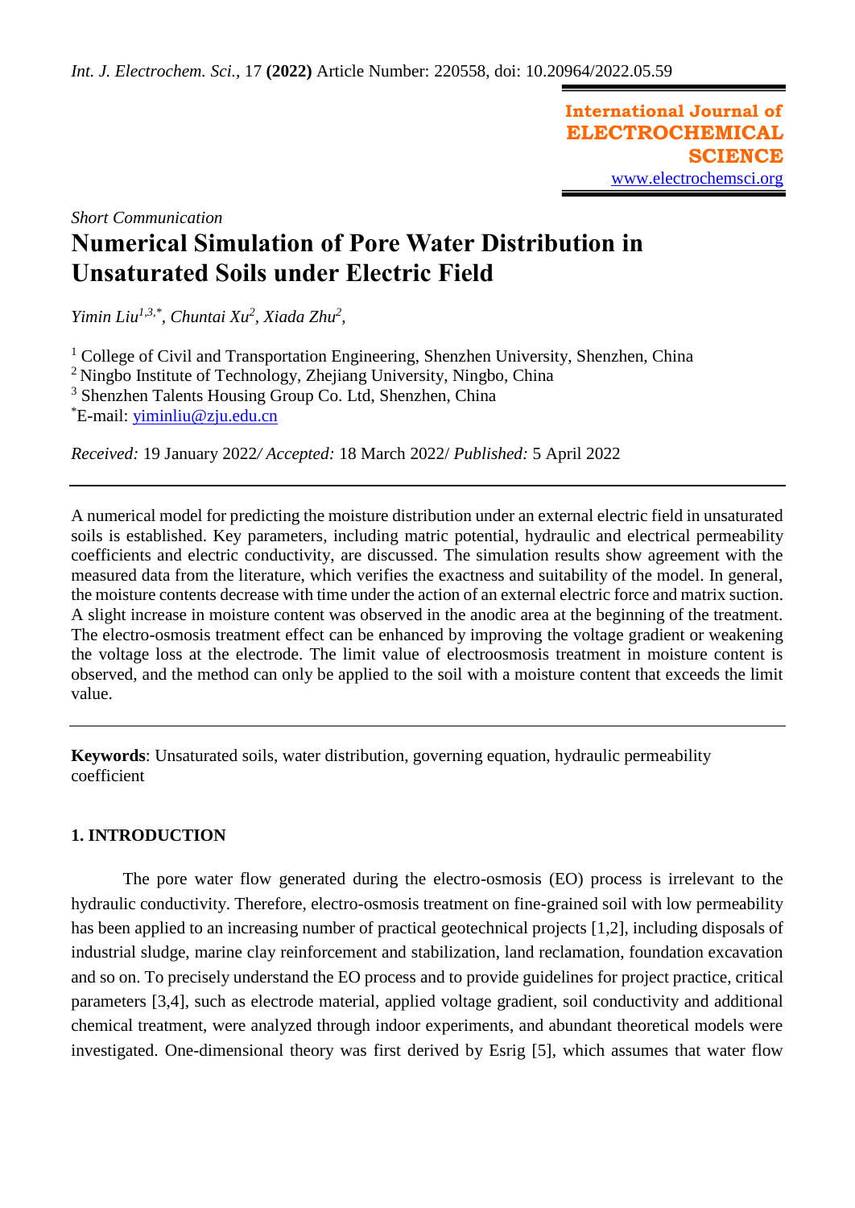*Short Communication*

# Numerical Simulation of Pore Water Distribution in Unsaturated Soils under Electric Field

*Yimin Liu*[1,3,*], *Chuntai Xu*[2], *Xiada Zhu*[2],

[1] College of Civil and Transportation Engineering, Shenzhen University, Shenzhen, China
[2] Ningbo Institute of Technology, Zhejiang University, Ningbo, China
[3] Shenzhen Talents Housing Group Co. Ltd, Shenzhen, China
[*]E-mail: yiminliu@zju.edu.cn

*Received:* 19 January 2022/ *Accepted:* 18 March 2022/ *Published:* 5 April 2022

---

A numerical model for predicting the moisture distribution under an external electric field in unsaturated soils is established. Key parameters, including matric potential, hydraulic and electrical permeability coefficients and electric conductivity, are discussed. The simulation results show agreement with the measured data from the literature, which verifies the exactness and suitability of the model. In general, the moisture contents decrease with time under the action of an external electric force and matrix suction. A slight increase in moisture content was observed in the anodic area at the beginning of the treatment. The electro-osmosis treatment effect can be enhanced by improving the voltage gradient or weakening the voltage loss at the electrode. The limit value of electroosmosis treatment in moisture content is observed, and the method can only be applied to the soil with a moisture content that exceeds the limit value.

---

**Keywords**: Unsaturated soils, water distribution, governing equation, hydraulic permeability coefficient

## 1. INTRODUCTION

The pore water flow generated during the electro-osmosis (EO) process is irrelevant to the hydraulic conductivity. Therefore, electro-osmosis treatment on fine-grained soil with low permeability has been applied to an increasing number of practical geotechnical projects [1,2], including disposals of industrial sludge, marine clay reinforcement and stabilization, land reclamation, foundation excavation and so on. To precisely understand the EO process and to provide guidelines for project practice, critical parameters [3,4], such as electrode material, applied voltage gradient, soil conductivity and additional chemical treatment, were analyzed through indoor experiments, and abundant theoretical models were investigated. One-dimensional theory was first derived by Esrig [5], which assumes that water flow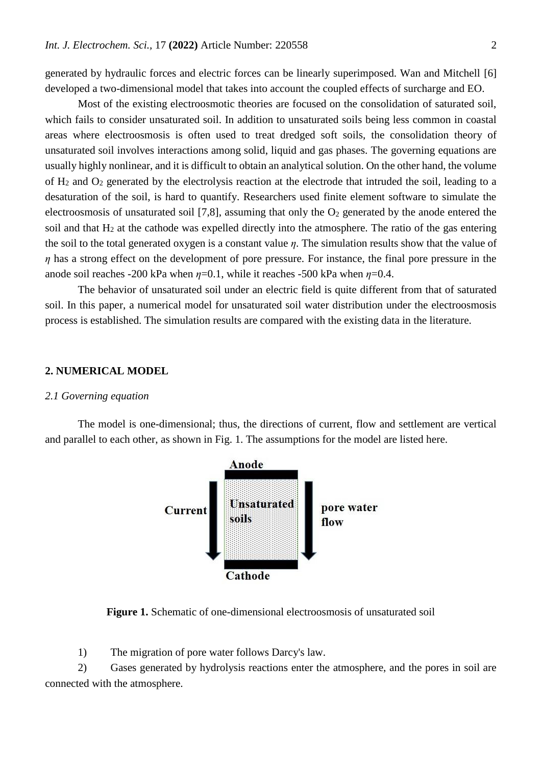generated by hydraulic forces and electric forces can be linearly superimposed. Wan and Mitchell [6] developed a two-dimensional model that takes into account the coupled effects of surcharge and EO.

Most of the existing electroosmotic theories are focused on the consolidation of saturated soil, which fails to consider unsaturated soil. In addition to unsaturated soils being less common in coastal areas where electroosmosis is often used to treat dredged soft soils, the consolidation theory of unsaturated soil involves interactions among solid, liquid and gas phases. The governing equations are usually highly nonlinear, and it is difficult to obtain an analytical solution. On the other hand, the volume of $H_2$ and $O_2$ generated by the electrolysis reaction at the electrode that intruded the soil, leading to a desaturation of the soil, is hard to quantify. Researchers used finite element software to simulate the electroosmosis of unsaturated soil [7,8], assuming that only the $O_2$ generated by the anode entered the soil and that $H_2$ at the cathode was expelled directly into the atmosphere. The ratio of the gas entering the soil to the total generated oxygen is a constant value $\eta$. The simulation results show that the value of $\eta$ has a strong effect on the development of pore pressure. For instance, the final pore pressure in the anode soil reaches -200 kPa when $\eta$=0.1, while it reaches -500 kPa when $\eta$=0.4.

The behavior of unsaturated soil under an electric field is quite different from that of saturated soil. In this paper, a numerical model for unsaturated soil water distribution under the electroosmosis process is established. The simulation results are compared with the existing data in the literature.

## 2. NUMERICAL MODEL

### 2.1 Governing equation

The model is one-dimensional; thus, the directions of current, flow and settlement are vertical and parallel to each other, as shown in Fig. 1. The assumptions for the model are listed here.

**Figure 1.** Schematic of one-dimensional electroosmosis of unsaturated soil

1) The migration of pore water follows Darcy's law.
2) Gases generated by hydrolysis reactions enter the atmosphere, and the pores in soil are connected with the atmosphere.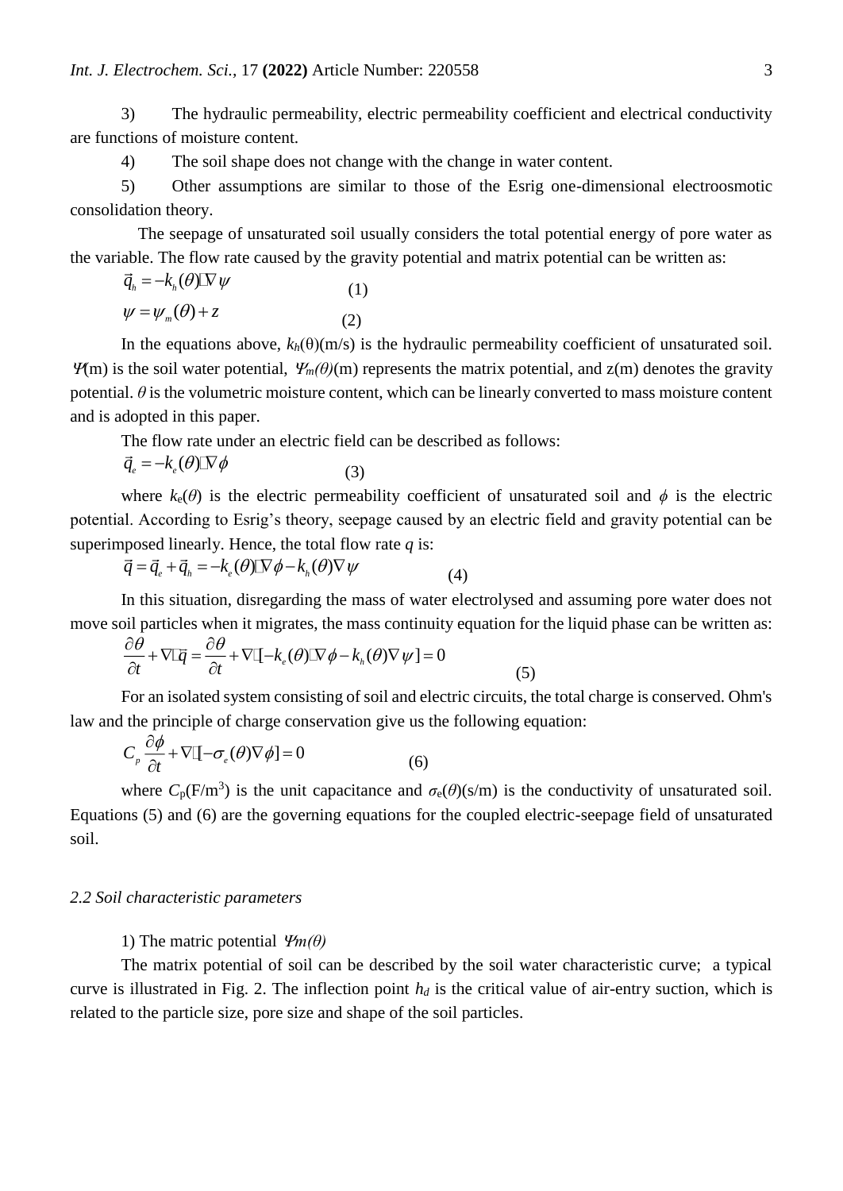3) The hydraulic permeability, electric permeability coefficient and electrical conductivity are functions of moisture content.

4) The soil shape does not change with the change in water content.

5) Other assumptions are similar to those of the Esrig one-dimensional electroosmotic consolidation theory.

The seepage of unsaturated soil usually considers the total potential energy of pore water as the variable. The flow rate caused by the gravity potential and matrix potential can be written as:

$$\vec{q}_h = -k_h(\theta) \cdot \nabla \psi \tag{1}$$

$$\psi = \psi_m(\theta) + z \tag{2}$$

In the equations above, $k_h(\theta)$(m/s) is the hydraulic permeability coefficient of unsaturated soil. $\Psi$(m) is the soil water potential, $\Psi_m(\theta)$(m) represents the matrix potential, and z(m) denotes the gravity potential. $\theta$ is the volumetric moisture content, which can be linearly converted to mass moisture content and is adopted in this paper.

The flow rate under an electric field can be described as follows:

$$\vec{q}_e = -k_e(\theta) \cdot \nabla \phi \tag{3}$$

where $k_e(\theta)$ is the electric permeability coefficient of unsaturated soil and $\phi$ is the electric potential. According to Esrig's theory, seepage caused by an electric field and gravity potential can be superimposed linearly. Hence, the total flow rate $q$ is:

$$\vec{q} = \vec{q}_e + \vec{q}_h = -k_e(\theta) \cdot \nabla \phi - k_h(\theta) \nabla \psi \tag{4}$$

In this situation, disregarding the mass of water electrolysed and assuming pore water does not move soil particles when it migrates, the mass continuity equation for the liquid phase can be written as:

$$\frac{\partial \theta}{\partial t} + \nabla \cdot \vec{q} = \frac{\partial \theta}{\partial t} + \nabla \cdot [-k_e(\theta) \cdot \nabla \phi - k_h(\theta) \nabla \psi] = 0 \tag{5}$$

For an isolated system consisting of soil and electric circuits, the total charge is conserved. Ohm's law and the principle of charge conservation give us the following equation:

$$C_p \frac{\partial \phi}{\partial t} + \nabla \cdot [-\sigma_e(\theta) \nabla \phi] = 0 \tag{6}$$

where $C_p$(F/m$^3$) is the unit capacitance and $\sigma_e(\theta)$(s/m) is the conductivity of unsaturated soil. Equations (5) and (6) are the governing equations for the coupled electric-seepage field of unsaturated soil.

*2.2 Soil characteristic parameters*

1) The matric potential $\Psi m(\theta)$

The matrix potential of soil can be described by the soil water characteristic curve; a typical curve is illustrated in Fig. 2. The inflection point $h_d$ is the critical value of air-entry suction, which is related to the particle size, pore size and shape of the soil particles.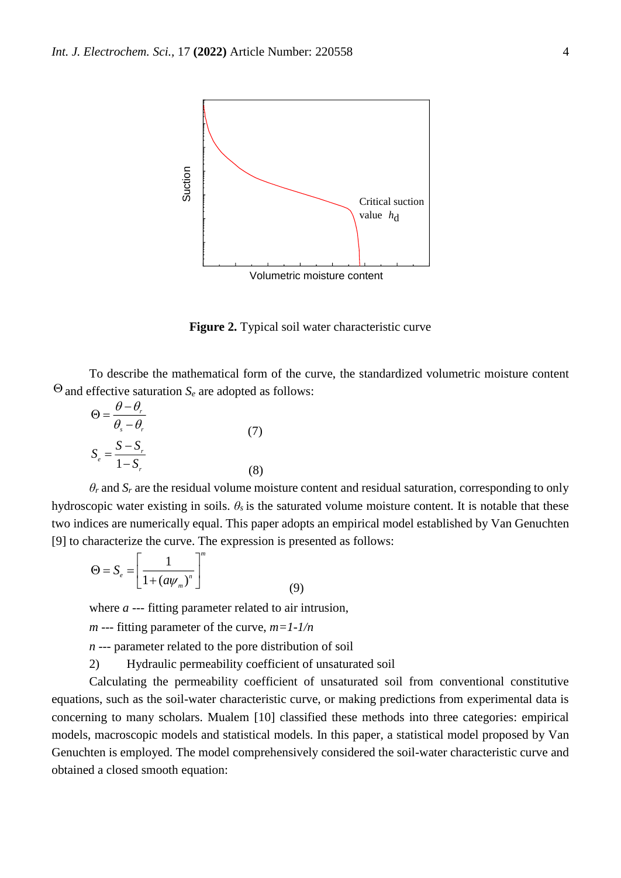**Figure 2.** Typical soil water characteristic curve

To describe the mathematical form of the curve, the standardized volumetric moisture content $\Theta$ and effective saturation $S_e$ are adopted as follows:

$$\Theta = \frac{\theta - \theta_r}{\theta_s - \theta_r} \tag{7}$$

$$S_e = \frac{S - S_r}{1 - S_r} \tag{8}$$

$\theta_r$ and $S_r$ are the residual volume moisture content and residual saturation, corresponding to only hydroscopic water existing in soils. $\theta_s$ is the saturated volume moisture content. It is notable that these two indices are numerically equal. This paper adopts an empirical model established by Van Genuchten [9] to characterize the curve. The expression is presented as follows:

$$\Theta = S_e = \left[ \frac{1}{1 + (a\psi_m)^n} \right]^m \tag{9}$$

where $a$ --- fitting parameter related to air intrusion,

$m$ --- fitting parameter of the curve, $m=1-1/n$

$n$ --- parameter related to the pore distribution of soil

2) Hydraulic permeability coefficient of unsaturated soil

Calculating the permeability coefficient of unsaturated soil from conventional constitutive equations, such as the soil-water characteristic curve, or making predictions from experimental data is concerning to many scholars. Mualem [10] classified these methods into three categories: empirical models, macroscopic models and statistical models. In this paper, a statistical model proposed by Van Genuchten is employed. The model comprehensively considered the soil-water characteristic curve and obtained a closed smooth equation: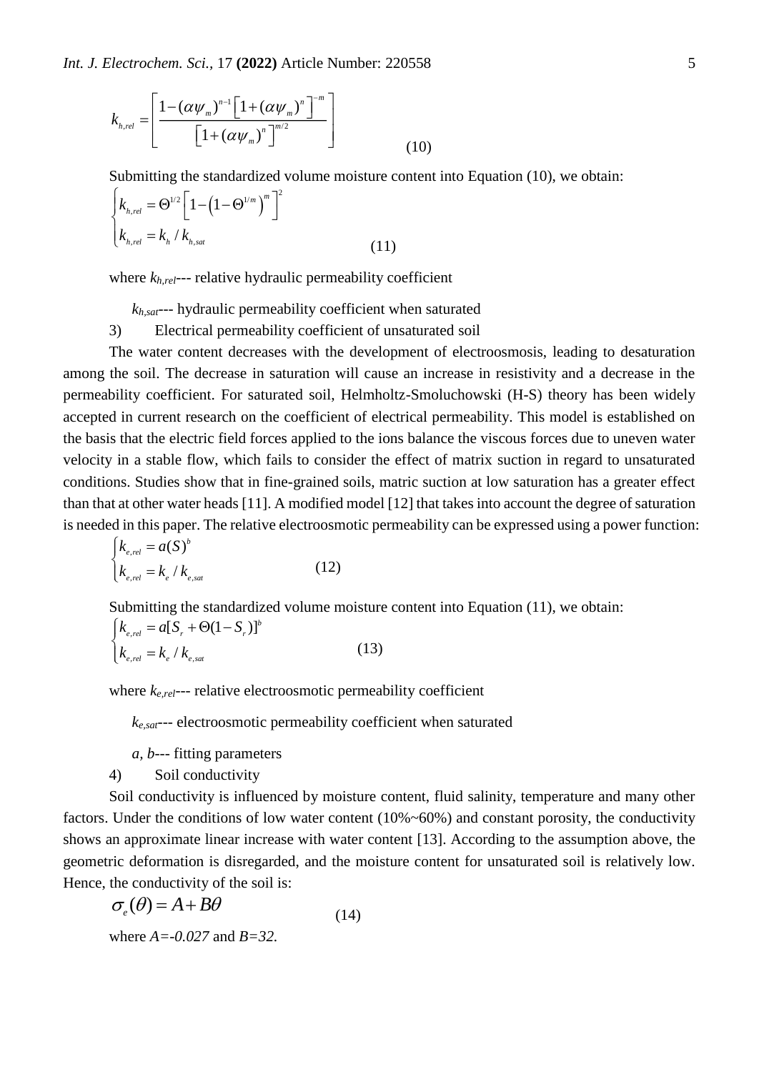$$k_{h,rel} = \left[ \frac{1-(\alpha\psi_m)^{n-1}\left[1+(\alpha\psi_m)^n\right]^{-m}}{\left[1+(\alpha\psi_m)^n\right]^{m/2}} \right] \tag{10}$$

Submitting the standardized volume moisture content into Equation (10), we obtain:

$$\begin{cases} k_{h,rel} = \Theta^{1/2}\left[1-\left(1-\Theta^{1/m}\right)^m\right]^2 \\ k_{h,rel} = k_h / k_{h,sat} \end{cases} \tag{11}$$

where $k_{h,rel}$--- relative hydraulic permeability coefficient

$k_{h,sat}$--- hydraulic permeability coefficient when saturated

3) Electrical permeability coefficient of unsaturated soil

The water content decreases with the development of electroosmosis, leading to desaturation among the soil. The decrease in saturation will cause an increase in resistivity and a decrease in the permeability coefficient. For saturated soil, Helmholtz-Smoluchowski (H-S) theory has been widely accepted in current research on the coefficient of electrical permeability. This model is established on the basis that the electric field forces applied to the ions balance the viscous forces due to uneven water velocity in a stable flow, which fails to consider the effect of matrix suction in regard to unsaturated conditions. Studies show that in fine-grained soils, matric suction at low saturation has a greater effect than that at other water heads [11]. A modified model [12] that takes into account the degree of saturation is needed in this paper. The relative electroosmotic permeability can be expressed using a power function:

$$\begin{cases} k_{e,rel} = a(S)^b \\ k_{e,rel} = k_e / k_{e,sat} \end{cases} \tag{12}$$

Submitting the standardized volume moisture content into Equation (11), we obtain:

$$\begin{cases} k_{e,rel} = a[S_r + \Theta(1-S_r)]^b \\ k_{e,rel} = k_e / k_{e,sat} \end{cases} \tag{13}$$

where $k_{e,rel}$--- relative electroosmotic permeability coefficient

$k_{e,sat}$--- electroosmotic permeability coefficient when saturated

$a$, $b$--- fitting parameters

4) Soil conductivity

Soil conductivity is influenced by moisture content, fluid salinity, temperature and many other factors. Under the conditions of low water content (10%~60%) and constant porosity, the conductivity shows an approximate linear increase with water content [13]. According to the assumption above, the geometric deformation is disregarded, and the moisture content for unsaturated soil is relatively low. Hence, the conductivity of the soil is:

$$\sigma_e(\theta) = A + B\theta \tag{14}$$

where $A=-0.027$ and $B=32$.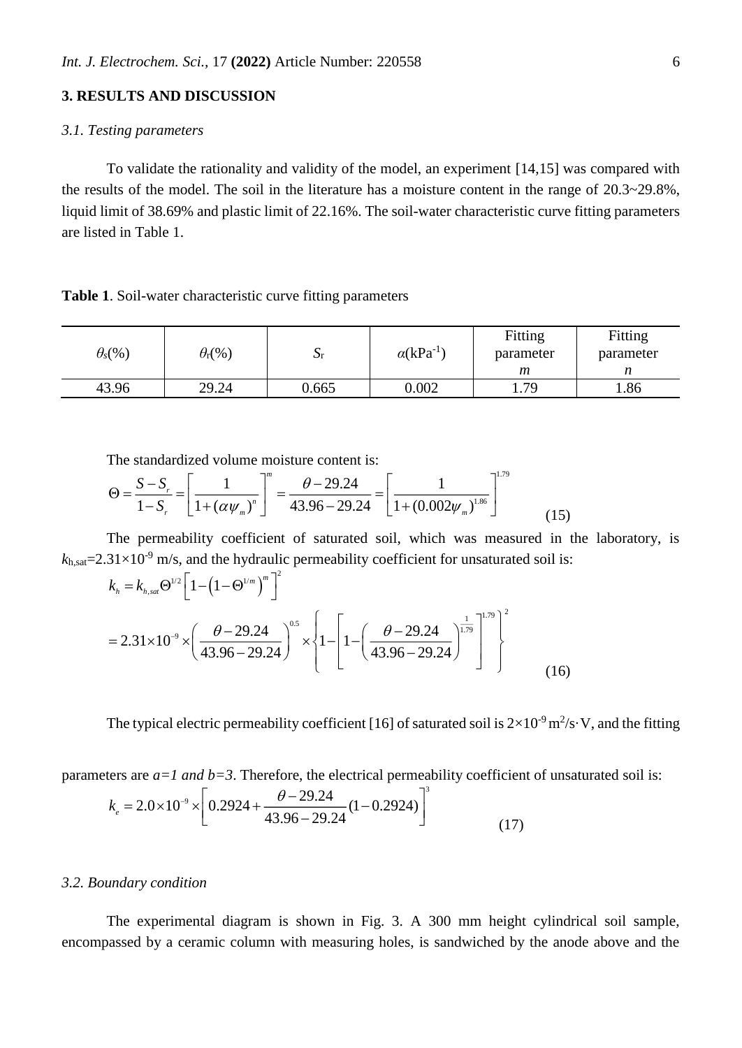## 3. RESULTS AND DISCUSSION

### *3.1. Testing parameters*

To validate the rationality and validity of the model, an experiment [14,15] was compared with the results of the model. The soil in the literature has a moisture content in the range of 20.3~29.8%, liquid limit of 38.69% and plastic limit of 22.16%. The soil-water characteristic curve fitting parameters are listed in Table 1.

**Table 1**. Soil-water characteristic curve fitting parameters

| $\theta_s$(%) | $\theta_r$(%) | $S_r$ | $\alpha$(kPa$^{-1}$) | Fitting parameter *m* | Fitting parameter *n* |
|---|---|---|---|---|---|
| 43.96 | 29.24 | 0.665 | 0.002 | 1.79 | 1.86 |

The standardized volume moisture content is:

$$\Theta = \frac{S - S_r}{1 - S_r} = \left[\frac{1}{1 + (\alpha\psi_m)^n}\right]^m = \frac{\theta - 29.24}{43.96 - 29.24} = \left[\frac{1}{1 + (0.002\psi_m)^{1.86}}\right]^{1.79} \tag{15}$$

The permeability coefficient of saturated soil, which was measured in the laboratory, is $k_{h,sat}$=2.31×10$^{-9}$ m/s, and the hydraulic permeability coefficient for unsaturated soil is:

$$\begin{aligned} k_h &= k_{h,sat}\Theta^{1/2}\left[1 - \left(1 - \Theta^{1/m}\right)^m\right]^2 \\ &= 2.31\times10^{-9} \times \left(\frac{\theta - 29.24}{43.96 - 29.24}\right)^{0.5} \times \left\{1 - \left[1 - \left(\frac{\theta - 29.24}{43.96 - 29.24}\right)^{\frac{1}{1.79}}\right]^{1.79}\right\}^2 \end{aligned} \tag{16}$$

The typical electric permeability coefficient [16] of saturated soil is 2×10$^{-9}$ m$^2$/s·V, and the fitting parameters are *a=1 and b=3*. Therefore, the electrical permeability coefficient of unsaturated soil is:

$$k_e = 2.0\times10^{-9} \times \left[0.2924 + \frac{\theta - 29.24}{43.96 - 29.24}(1 - 0.2924)\right]^3 \tag{17}$$

### *3.2. Boundary condition*

The experimental diagram is shown in Fig. 3. A 300 mm height cylindrical soil sample, encompassed by a ceramic column with measuring holes, is sandwiched by the anode above and the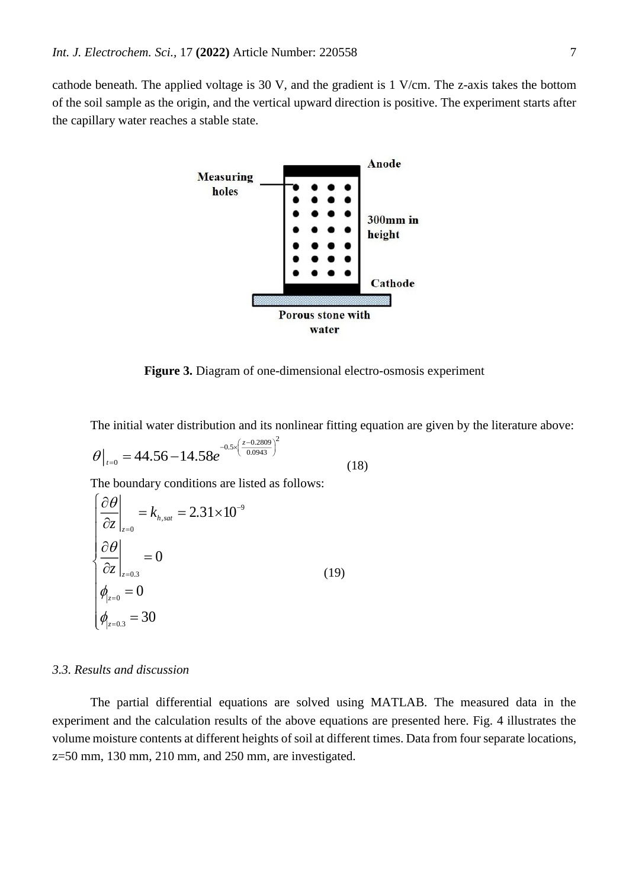cathode beneath. The applied voltage is 30 V, and the gradient is 1 V/cm. The z-axis takes the bottom of the soil sample as the origin, and the vertical upward direction is positive. The experiment starts after the capillary water reaches a stable state.

**Figure 3.** Diagram of one-dimensional electro-osmosis experiment

The initial water distribution and its nonlinear fitting equation are given by the literature above:

$$\theta\big|_{t=0} = 44.56 - 14.58e^{-0.5\times\left(\frac{z-0.2809}{0.0943}\right)^2} \tag{18}$$

The boundary conditions are listed as follows:

$$\begin{cases} \left.\dfrac{\partial\theta}{\partial z}\right|_{z=0} = k_{h,sat} = 2.31\times10^{-9} \\ \left.\dfrac{\partial\theta}{\partial z}\right|_{z=0.3} = 0 \\ \phi_{|z=0} = 0 \\ \phi_{|z=0.3} = 30 \end{cases} \tag{19}$$

### *3.3. Results and discussion*

The partial differential equations are solved using MATLAB. The measured data in the experiment and the calculation results of the above equations are presented here. Fig. 4 illustrates the volume moisture contents at different heights of soil at different times. Data from four separate locations, z=50 mm, 130 mm, 210 mm, and 250 mm, are investigated.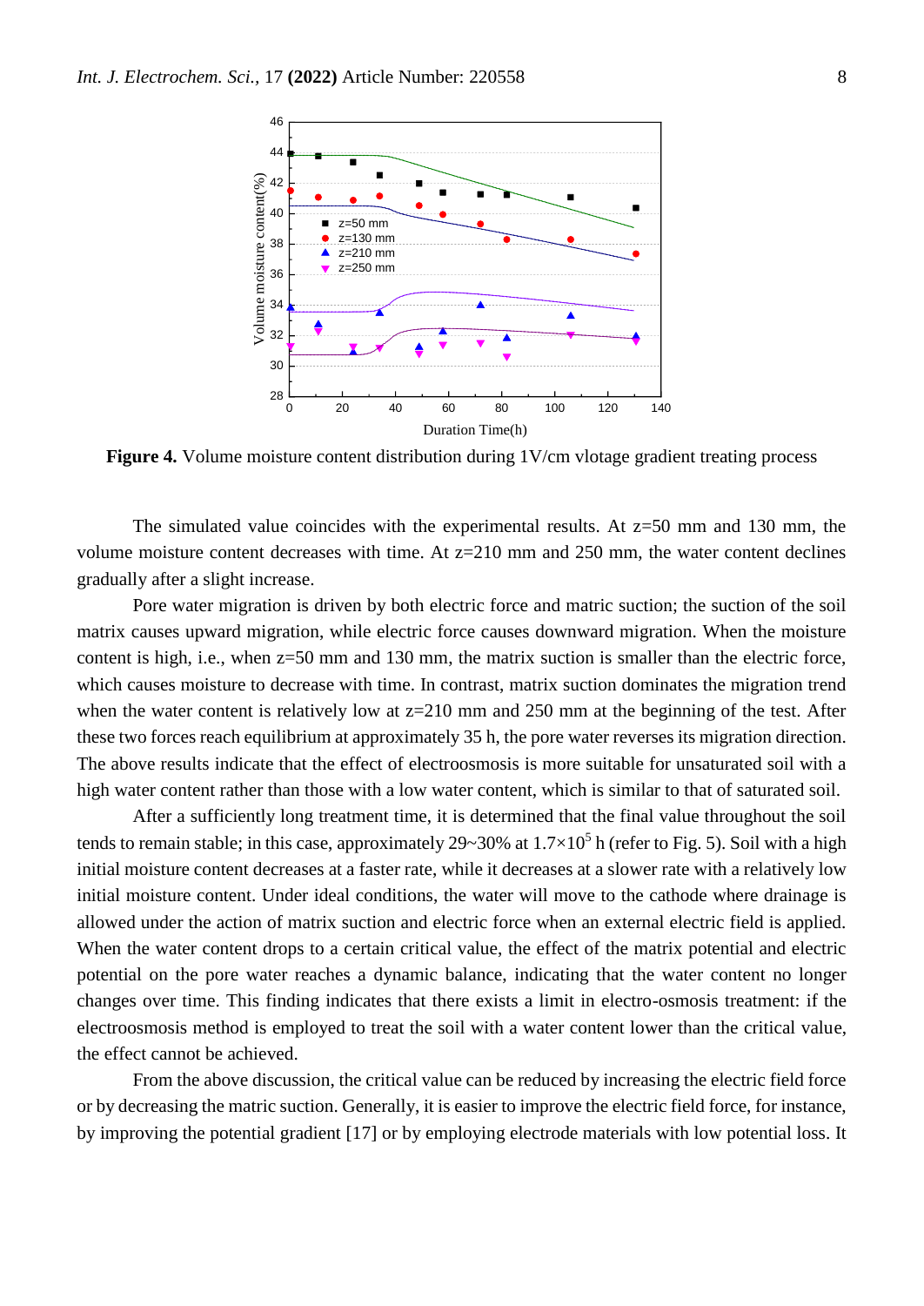**Figure 4.** Volume moisture content distribution during 1V/cm vlotage gradient treating process

The simulated value coincides with the experimental results. At z=50 mm and 130 mm, the volume moisture content decreases with time. At z=210 mm and 250 mm, the water content declines gradually after a slight increase.

Pore water migration is driven by both electric force and matric suction; the suction of the soil matrix causes upward migration, while electric force causes downward migration. When the moisture content is high, i.e., when z=50 mm and 130 mm, the matrix suction is smaller than the electric force, which causes moisture to decrease with time. In contrast, matrix suction dominates the migration trend when the water content is relatively low at z=210 mm and 250 mm at the beginning of the test. After these two forces reach equilibrium at approximately 35 h, the pore water reverses its migration direction. The above results indicate that the effect of electroosmosis is more suitable for unsaturated soil with a high water content rather than those with a low water content, which is similar to that of saturated soil.

After a sufficiently long treatment time, it is determined that the final value throughout the soil tends to remain stable; in this case, approximately 29~30% at $1.7\times10^5$ h (refer to Fig. 5). Soil with a high initial moisture content decreases at a faster rate, while it decreases at a slower rate with a relatively low initial moisture content. Under ideal conditions, the water will move to the cathode where drainage is allowed under the action of matrix suction and electric force when an external electric field is applied. When the water content drops to a certain critical value, the effect of the matrix potential and electric potential on the pore water reaches a dynamic balance, indicating that the water content no longer changes over time. This finding indicates that there exists a limit in electro-osmosis treatment: if the electroosmosis method is employed to treat the soil with a water content lower than the critical value, the effect cannot be achieved.

From the above discussion, the critical value can be reduced by increasing the electric field force or by decreasing the matric suction. Generally, it is easier to improve the electric field force, for instance, by improving the potential gradient [17] or by employing electrode materials with low potential loss. It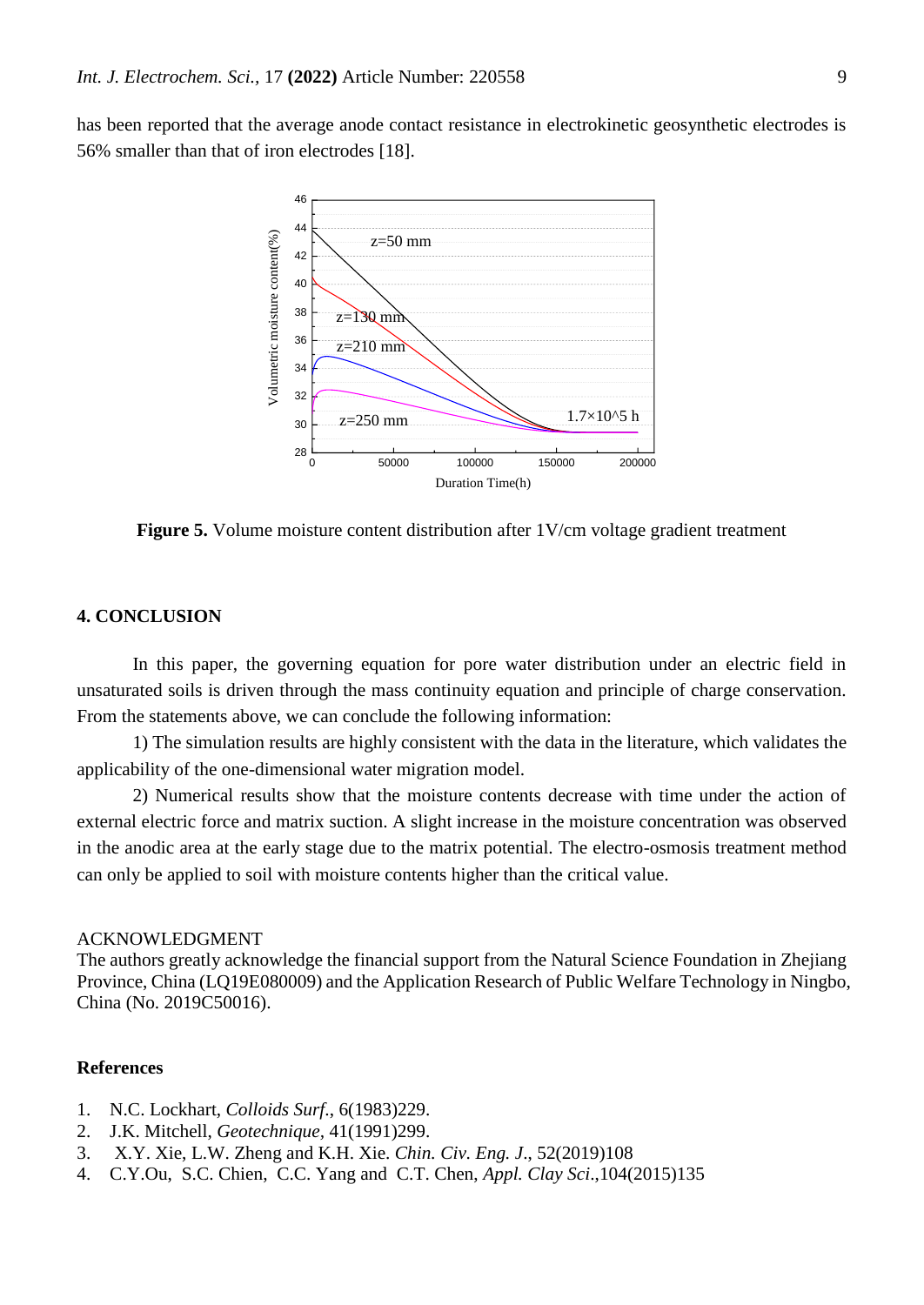has been reported that the average anode contact resistance in electrokinetic geosynthetic electrodes is 56% smaller than that of iron electrodes [18].

**Figure 5.** Volume moisture content distribution after 1V/cm voltage gradient treatment

## 4. CONCLUSION

In this paper, the governing equation for pore water distribution under an electric field in unsaturated soils is driven through the mass continuity equation and principle of charge conservation. From the statements above, we can conclude the following information:

1) The simulation results are highly consistent with the data in the literature, which validates the applicability of the one-dimensional water migration model.

2) Numerical results show that the moisture contents decrease with time under the action of external electric force and matrix suction. A slight increase in the moisture concentration was observed in the anodic area at the early stage due to the matrix potential. The electro-osmosis treatment method can only be applied to soil with moisture contents higher than the critical value.

ACKNOWLEDGMENT

The authors greatly acknowledge the financial support from the Natural Science Foundation in Zhejiang Province, China (LQ19E080009) and the Application Research of Public Welfare Technology in Ningbo, China (No. 2019C50016).

## References

1. N.C. Lockhart, *Colloids Surf.*, 6(1983)229.
2. J.K. Mitchell, *Geotechnique,* 41(1991)299.
3. X.Y. Xie, L.W. Zheng and K.H. Xie. *Chin. Civ. Eng. J.*, 52(2019)108
4. C.Y.Ou, S.C. Chien, C.C. Yang and C.T. Chen, *Appl. Clay Sci*.,104(2015)135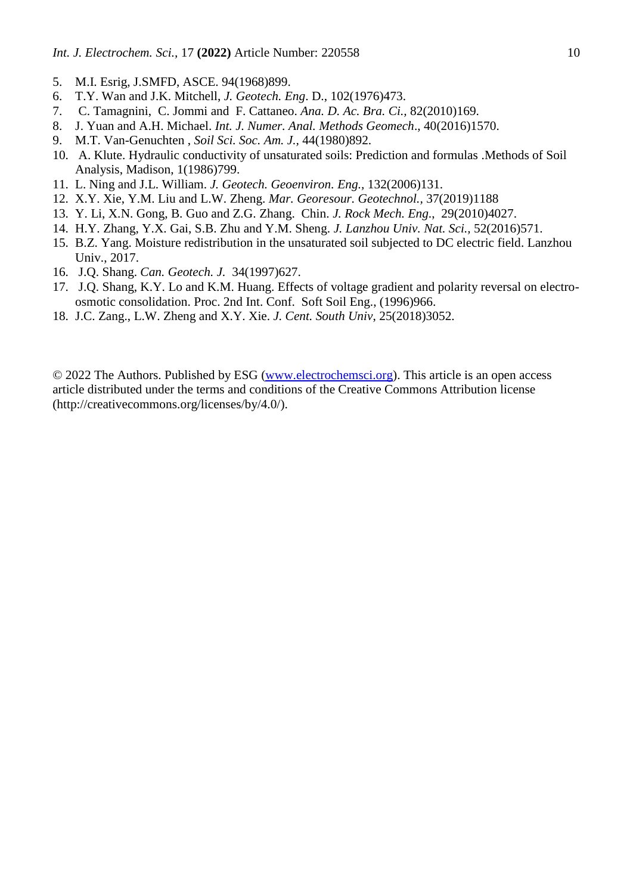5. M.I. Esrig, J.SMFD, ASCE. 94(1968)899.
6. T.Y. Wan and J.K. Mitchell, *J. Geotech. Eng*. D., 102(1976)473.
7. C. Tamagnini, C. Jommi and F. Cattaneo. *Ana. D. Ac. Bra. Ci.,* 82(2010)169.
8. J. Yuan and A.H. Michael. *Int. J. Numer. Anal. Methods Geomech*., 40(2016)1570.
9. M.T. Van-Genuchten , *Soil Sci. Soc. Am. J.,* 44(1980)892.
10. A. Klute. Hydraulic conductivity of unsaturated soils: Prediction and formulas .Methods of Soil Analysis, Madison, 1(1986)799.
11. L. Ning and J.L. William. *J. Geotech. Geoenviron. Eng.,* 132(2006)131.
12. X.Y. Xie, Y.M. Liu and L.W. Zheng. *Mar. Georesour. Geotechnol.,* 37(2019)1188
13. Y. Li, X.N. Gong, B. Guo and Z.G. Zhang. Chin. *J. Rock Mech. Eng*., 29(2010)4027.
14. H.Y. Zhang, Y.X. Gai, S.B. Zhu and Y.M. Sheng. *J. Lanzhou Univ. Nat. Sci.,* 52(2016)571.
15. B.Z. Yang. Moisture redistribution in the unsaturated soil subjected to DC electric field. Lanzhou Univ., 2017.
16. J.Q. Shang. *Can. Geotech. J.* 34(1997)627.
17. J.Q. Shang, K.Y. Lo and K.M. Huang. Effects of voltage gradient and polarity reversal on electro-osmotic consolidation. Proc. 2nd Int. Conf. Soft Soil Eng., (1996)966.
18. J.C. Zang., L.W. Zheng and X.Y. Xie. *J. Cent. South Univ*, 25(2018)3052.

© 2022 The Authors. Published by ESG (www.electrochemsci.org). This article is an open access article distributed under the terms and conditions of the Creative Commons Attribution license (http://creativecommons.org/licenses/by/4.0/).